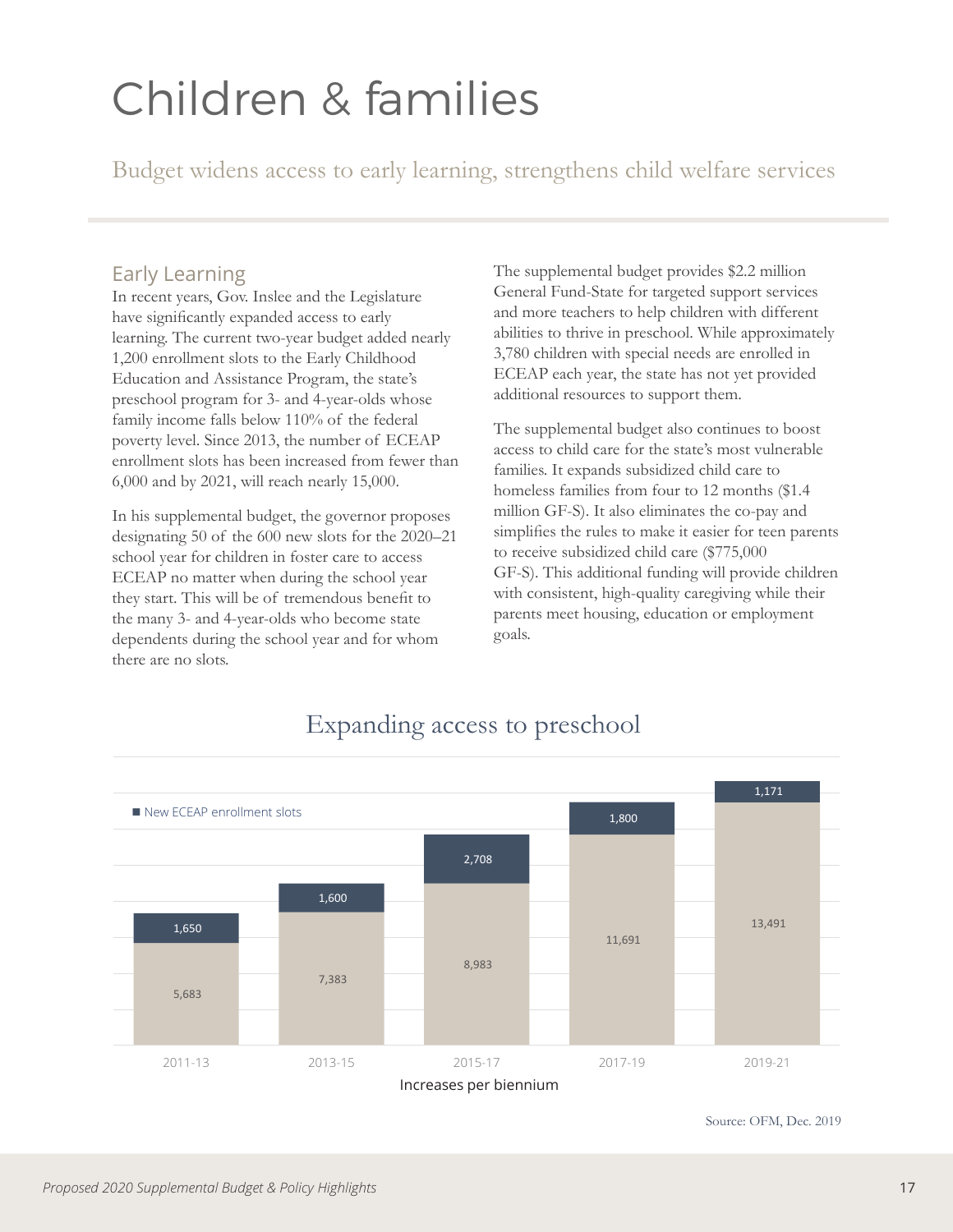# Children & families

Budget widens access to early learning, strengthens child welfare services

## Early Learning

In recent years, Gov. Inslee and the Legislature have significantly expanded access to early learning. The current two-year budget added nearly 1,200 enrollment slots to the Early Childhood Education and Assistance Program, the state's preschool program for 3- and 4-year-olds whose family income falls below 110% of the federal poverty level. Since 2013, the number of ECEAP enrollment slots has been increased from fewer than 6,000 and by 2021, will reach nearly 15,000.

In his supplemental budget, the governor proposes designating 50 of the 600 new slots for the 2020–21 school year for children in foster care to access ECEAP no matter when during the school year they start. This will be of tremendous benefit to the many 3- and 4-year-olds who become state dependents during the school year and for whom there are no slots.

The supplemental budget provides $2.2 million General Fund-State for targeted support services and more teachers to help children with different abilities to thrive in preschool. While approximately 3,780 children with special needs are enrolled in ECEAP each year, the state has not yet provided additional resources to support them.

The supplemental budget also continues to boost access to child care for the state's most vulnerable families. It expands subsidized child care to homeless families from four to 12 months ($1.4 million GF-S). It also eliminates the co-pay and simplifies the rules to make it easier for teen parents to receive subsidized child care ($775,000 GF-S). This additional funding will provide children with consistent, high-quality caregiving while their parents meet housing, education or employment goals.

### Expanding access to preschool

| Biennium | Existing slots | New ECEAP enrollment slots |
|---|---|---|
| 2011-13 | 5,683 | 1,650 |
| 2013-15 | 7,383 | 1,600 |
| 2015-17 | 8,983 | 2,708 |
| 2017-19 | 11,691 | 1,800 |
| 2019-21 | 13,491 | 1,171 |

Increases per biennium

Source: OFM, Dec. 2019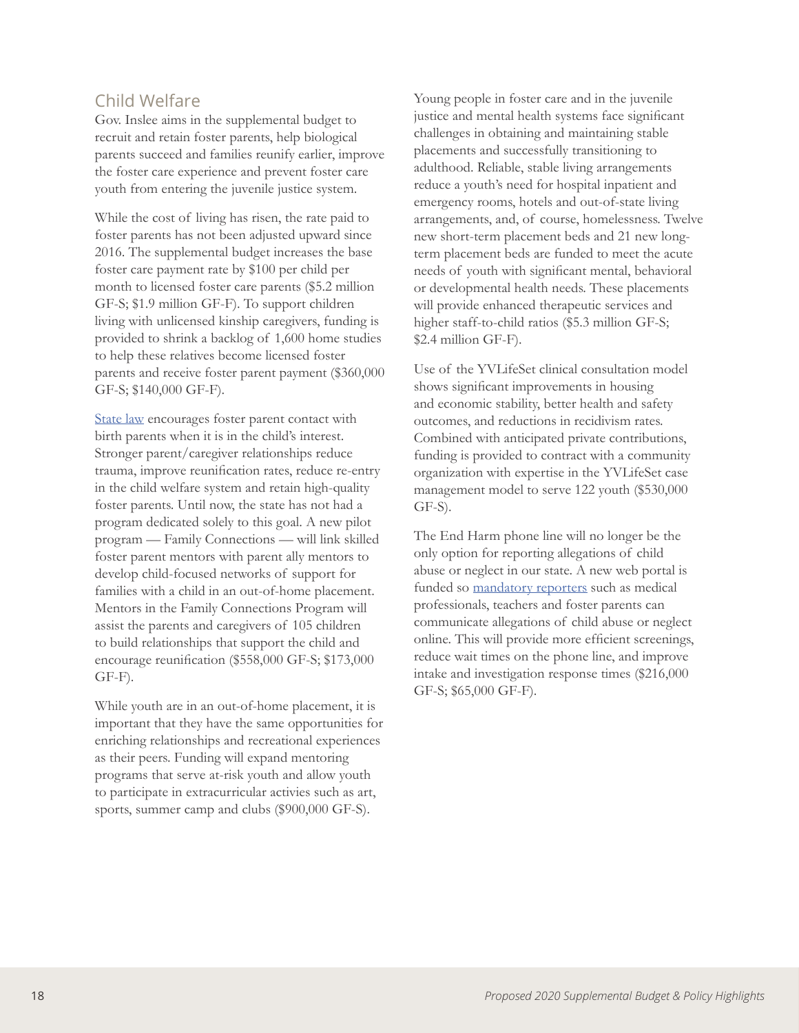## Child Welfare

Gov. Inslee aims in the supplemental budget to recruit and retain foster parents, help biological parents succeed and families reunify earlier, improve the foster care experience and prevent foster care youth from entering the juvenile justice system.

While the cost of living has risen, the rate paid to foster parents has not been adjusted upward since 2016. The supplemental budget increases the base foster care payment rate by $100 per child per month to licensed foster care parents ($5.2 million GF-S; $1.9 million GF-F). To support children living with unlicensed kinship caregivers, funding is provided to shrink a backlog of 1,600 home studies to help these relatives become licensed foster parents and receive foster parent payment ($360,000 GF-S; $140,000 GF-F).

State law encourages foster parent contact with birth parents when it is in the child's interest. Stronger parent/caregiver relationships reduce trauma, improve reunification rates, reduce re-entry in the child welfare system and retain high-quality foster parents. Until now, the state has not had a program dedicated solely to this goal. A new pilot program — Family Connections — will link skilled foster parent mentors with parent ally mentors to develop child-focused networks of support for families with a child in an out-of-home placement. Mentors in the Family Connections Program will assist the parents and caregivers of 105 children to build relationships that support the child and encourage reunification ($558,000 GF-S; $173,000 GF-F).

While youth are in an out-of-home placement, it is important that they have the same opportunities for enriching relationships and recreational experiences as their peers. Funding will expand mentoring programs that serve at-risk youth and allow youth to participate in extracurricular activies such as art, sports, summer camp and clubs ($900,000 GF-S).

Young people in foster care and in the juvenile justice and mental health systems face significant challenges in obtaining and maintaining stable placements and successfully transitioning to adulthood. Reliable, stable living arrangements reduce a youth's need for hospital inpatient and emergency rooms, hotels and out-of-state living arrangements, and, of course, homelessness. Twelve new short-term placement beds and 21 new long-term placement beds are funded to meet the acute needs of youth with significant mental, behavioral or developmental health needs. These placements will provide enhanced therapeutic services and higher staff-to-child ratios ($5.3 million GF-S; $2.4 million GF-F).

Use of the YVLifeSet clinical consultation model shows significant improvements in housing and economic stability, better health and safety outcomes, and reductions in recidivism rates. Combined with anticipated private contributions, funding is provided to contract with a community organization with expertise in the YVLifeSet case management model to serve 122 youth ($530,000 GF-S).

The End Harm phone line will no longer be the only option for reporting allegations of child abuse or neglect in our state. A new web portal is funded so mandatory reporters such as medical professionals, teachers and foster parents can communicate allegations of child abuse or neglect online. This will provide more efficient screenings, reduce wait times on the phone line, and improve intake and investigation response times ($216,000 GF-S; $65,000 GF-F).